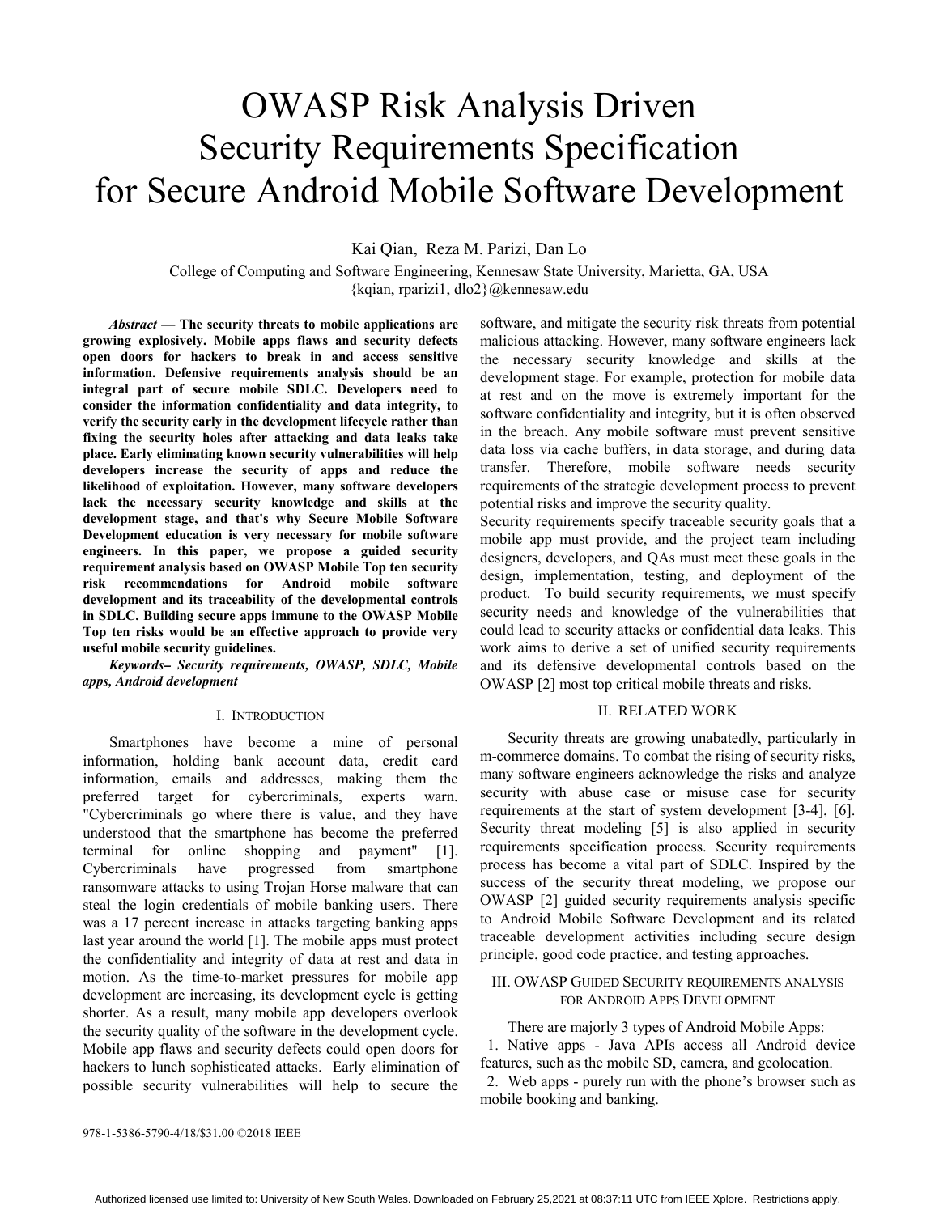# OWASP Risk Analysis Driven Security Requirements Specification for Secure Android Mobile Software Development

Kai Qian, Reza M. Parizi, Dan Lo

College of Computing and Software Engineering, Kennesaw State University, Marietta, GA, USA
{kqian, rparizi1, dlo2}@kennesaw.edu

***Abstract* — The security threats to mobile applications are growing explosively. Mobile apps flaws and security defects open doors for hackers to break in and access sensitive information. Defensive requirements analysis should be an integral part of secure mobile SDLC. Developers need to consider the information confidentiality and data integrity, to verify the security early in the development lifecycle rather than fixing the security holes after attacking and data leaks take place. Early eliminating known security vulnerabilities will help developers increase the security of apps and reduce the likelihood of exploitation. However, many software developers lack the necessary security knowledge and skills at the development stage, and that's why Secure Mobile Software Development education is very necessary for mobile software engineers. In this paper, we propose a guided security requirement analysis based on OWASP Mobile Top ten security risk recommendations for Android mobile software development and its traceability of the developmental controls in SDLC. Building secure apps immune to the OWASP Mobile Top ten risks would be an effective approach to provide very useful mobile security guidelines.**

***Keywords– Security requirements, OWASP, SDLC, Mobile apps, Android development***

## I. Introduction

Smartphones have become a mine of personal information, holding bank account data, credit card information, emails and addresses, making them the preferred target for cybercriminals, experts warn. "Cybercriminals go where there is value, and they have understood that the smartphone has become the preferred terminal for online shopping and payment" [1]. Cybercriminals have progressed from smartphone ransomware attacks to using Trojan Horse malware that can steal the login credentials of mobile banking users. There was a 17 percent increase in attacks targeting banking apps last year around the world [1]. The mobile apps must protect the confidentiality and integrity of data at rest and data in motion. As the time-to-market pressures for mobile app development are increasing, its development cycle is getting shorter. As a result, many mobile app developers overlook the security quality of the software in the development cycle. Mobile app flaws and security defects could open doors for hackers to lunch sophisticated attacks. Early elimination of possible security vulnerabilities will help to secure the software, and mitigate the security risk threats from potential malicious attacking. However, many software engineers lack the necessary security knowledge and skills at the development stage. For example, protection for mobile data at rest and on the move is extremely important for the software confidentiality and integrity, but it is often observed in the breach. Any mobile software must prevent sensitive data loss via cache buffers, in data storage, and during data transfer. Therefore, mobile software needs security requirements of the strategic development process to prevent potential risks and improve the security quality.

Security requirements specify traceable security goals that a mobile app must provide, and the project team including designers, developers, and QAs must meet these goals in the design, implementation, testing, and deployment of the product. To build security requirements, we must specify security needs and knowledge of the vulnerabilities that could lead to security attacks or confidential data leaks. This work aims to derive a set of unified security requirements and its defensive developmental controls based on the OWASP [2] most top critical mobile threats and risks.

## II. Related Work

Security threats are growing unabatedly, particularly in m-commerce domains. To combat the rising of security risks, many software engineers acknowledge the risks and analyze security with abuse case or misuse case for security requirements at the start of system development [3-4], [6]. Security threat modeling [5] is also applied in security requirements specification process. Security requirements process has become a vital part of SDLC. Inspired by the success of the security threat modeling, we propose our OWASP [2] guided security requirements analysis specific to Android Mobile Software Development and its related traceable development activities including secure design principle, good code practice, and testing approaches.

## III. OWASP Guided Security Requirements Analysis for Android Apps Development

There are majorly 3 types of Android Mobile Apps:

1. Native apps - Java APIs access all Android device features, such as the mobile SD, camera, and geolocation.
2. Web apps - purely run with the phone's browser such as mobile booking and banking.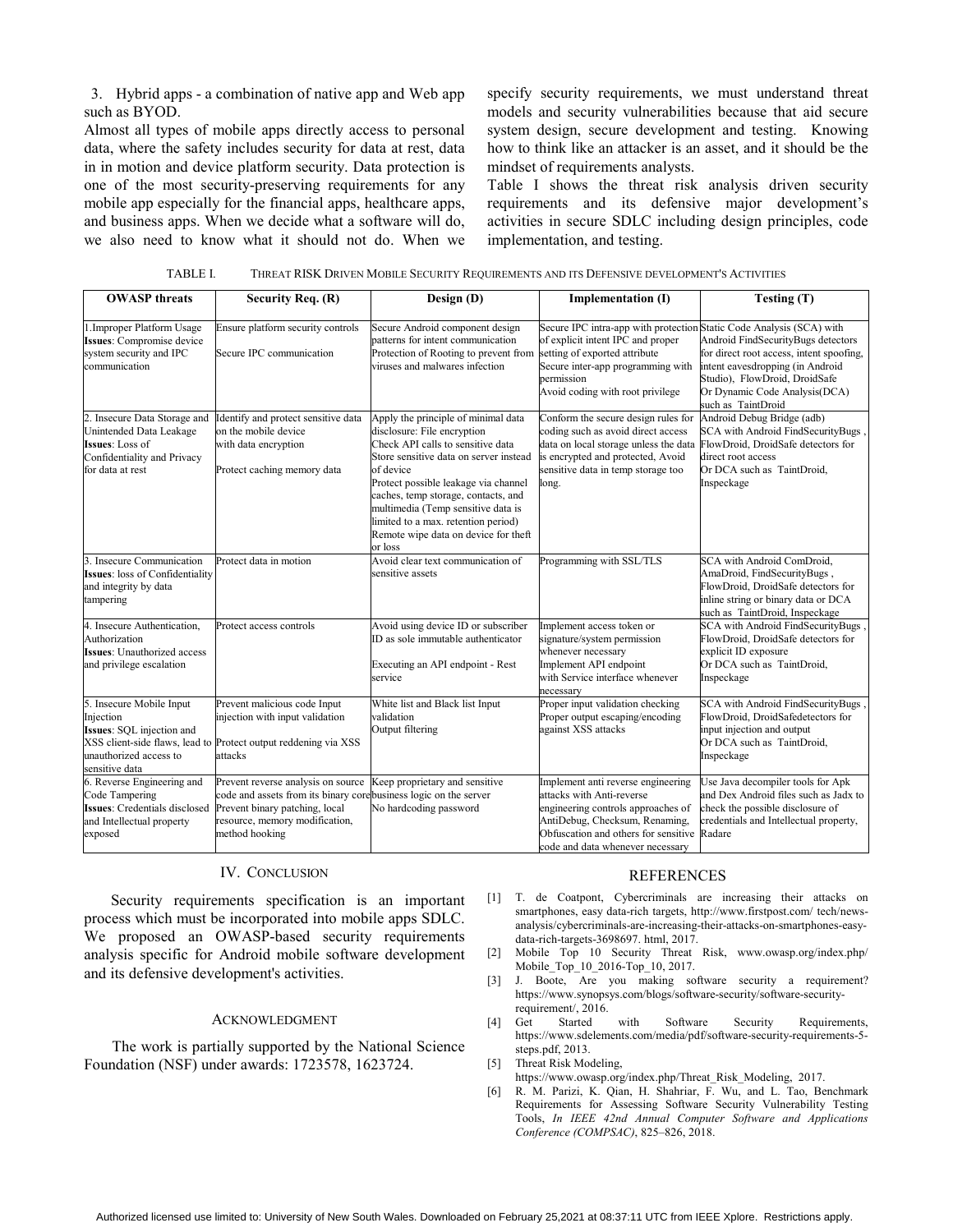3. Hybrid apps - a combination of native app and Web app such as BYOD.

Almost all types of mobile apps directly access to personal data, where the safety includes security for data at rest, data in in motion and device platform security. Data protection is one of the most security-preserving requirements for any mobile app especially for the financial apps, healthcare apps, and business apps. When we decide what a software will do, we also need to know what it should not do. When we specify security requirements, we must understand threat models and security vulnerabilities because that aid secure system design, secure development and testing. Knowing how to think like an attacker is an asset, and it should be the mindset of requirements analysts.

Table I shows the threat risk analysis driven security requirements and its defensive major development's activities in secure SDLC including design principles, code implementation, and testing.

TABLE I. THREAT RISK DRIVEN MOBILE SECURITY REQUIREMENTS AND ITS DEFENSIVE DEVELOPMENT'S ACTIVITIES

| OWASP threats | Security Req. (R) | Design (D) | Implementation (I) | Testing (T) |
|---|---|---|---|---|
| 1.Improper Platform Usage **Issues**: Compromise device system security and IPC communication | Ensure platform security controls<br>Secure IPC communication | Secure Android component design patterns for intent communication Protection of Rooting to prevent from viruses and malwares infection | Secure IPC intra-app with protection of explicit intent IPC and proper setting of exported attribute Secure inter-app programming with permission Avoid coding with root privilege | Static Code Analysis (SCA) with Android FindSecurityBugs detectors for direct root access, intent spoofing, intent eavesdropping (in Android Studio), FlowDroid, DroidSafe Or Dynamic Code Analysis(DCA) such as TaintDroid |
| 2. Insecure Data Storage and Unintended Data Leakage **Issues**: Loss of Confidentiality and Privacy for data at rest | Identify and protect sensitive data on the mobile device with data encryption<br>Protect caching memory data | Apply the principle of minimal data disclosure: File encryption Check API calls to sensitive data Store sensitive data on server instead of device Protect possible leakage via channel caches, temp storage, contacts, and multimedia (Temp sensitive data is limited to a max. retention period) Remote wipe data on device for theft or loss | Conform the secure design rules for coding such as avoid direct access data on local storage unless the data is encrypted and protected, Avoid sensitive data in temp storage too long. | Android Debug Bridge (adb) SCA with Android FindSecurityBugs , FlowDroid, DroidSafe detectors for direct root access Or DCA such as TaintDroid, Inspeckage |
| 3. Insecure Communication **Issues**: loss of Confidentiality and integrity by data tampering | Protect data in motion | Avoid clear text communication of sensitive assets | Programming with SSL/TLS | SCA with Android ComDroid, AmaDroid, FindSecurityBugs , FlowDroid, DroidSafe detectors for inline string or binary data or DCA such as TaintDroid, Inspeckage |
| 4. Insecure Authentication, Authorization **Issues**: Unauthorized access and privilege escalation | Protect access controls | Avoid using device ID or subscriber ID as sole immutable authenticator<br>Executing an API endpoint - Rest service | Implement access token or signature/system permission whenever necessary Implement API endpoint with Service interface whenever necessary | SCA with Android FindSecurityBugs , FlowDroid, DroidSafe detectors for explicit ID exposure Or DCA such as TaintDroid, Inspeckage |
| 5. Insecure Mobile Input Injection **Issues**: SQL injection and XSS client-side flaws, lead to unauthorized access to sensitive data | Prevent malicious code Input injection with input validation<br>Protect output reddening via XSS attacks | White list and Black list Input validation Output filtering | Proper input validation checking Proper output escaping/encoding against XSS attacks | SCA with Android FindSecurityBugs , FlowDroid, DroidSafedetectors for input injection and output Or DCA such as TaintDroid, Inspeckage |
| 6. Reverse Engineering and Code Tampering **Issues**: Credentials disclosed and Intellectual property exposed | Prevent reverse analysis on source code and assets from its binary core Prevent binary patching, local resource, memory modification, method hooking | Keep proprietary and sensitive business logic on the server No hardcoding password | Implement anti reverse engineering attacks with Anti-reverse engineering controls approaches of AntiDebug, Checksum, Renaming, Obfuscation and others for sensitive code and data whenever necessary | Use Java decompiler tools for Apk and Dex Android files such as Jadx to check the possible disclosure of credentials and Intellectual property, Radare |

## IV. CONCLUSION

Security requirements specification is an important process which must be incorporated into mobile apps SDLC. We proposed an OWASP-based security requirements analysis specific for Android mobile software development and its defensive development's activities.

## ACKNOWLEDGMENT

The work is partially supported by the National Science Foundation (NSF) under awards: 1723578, 1623724.

## REFERENCES

[1] T. de Coatpont, Cybercriminals are increasing their attacks on smartphones, easy data-rich targets, http://www.firstpost.com/ tech/news-analysis/cybercriminals-are-increasing-their-attacks-on-smartphones-easy-data-rich-targets-3698697. html, 2017.

[2] Mobile Top 10 Security Threat Risk, www.owasp.org/index.php/ Mobile_Top_10_2016-Top_10, 2017.

[3] J. Boote, Are you making software security a requirement? https://www.synopsys.com/blogs/software-security/software-security-requirement/, 2016.

[4] Get Started with Software Security Requirements, https://www.sdelements.com/media/pdf/software-security-requirements-5-steps.pdf, 2013.

[5] Threat Risk Modeling, https://www.owasp.org/index.php/Threat_Risk_Modeling, 2017.

[6] R. M. Parizi, K. Qian, H. Shahriar, F. Wu, and L. Tao, Benchmark Requirements for Assessing Software Security Vulnerability Testing Tools, *In IEEE 42nd Annual Computer Software and Applications Conference (COMPSAC)*, 825–826, 2018.